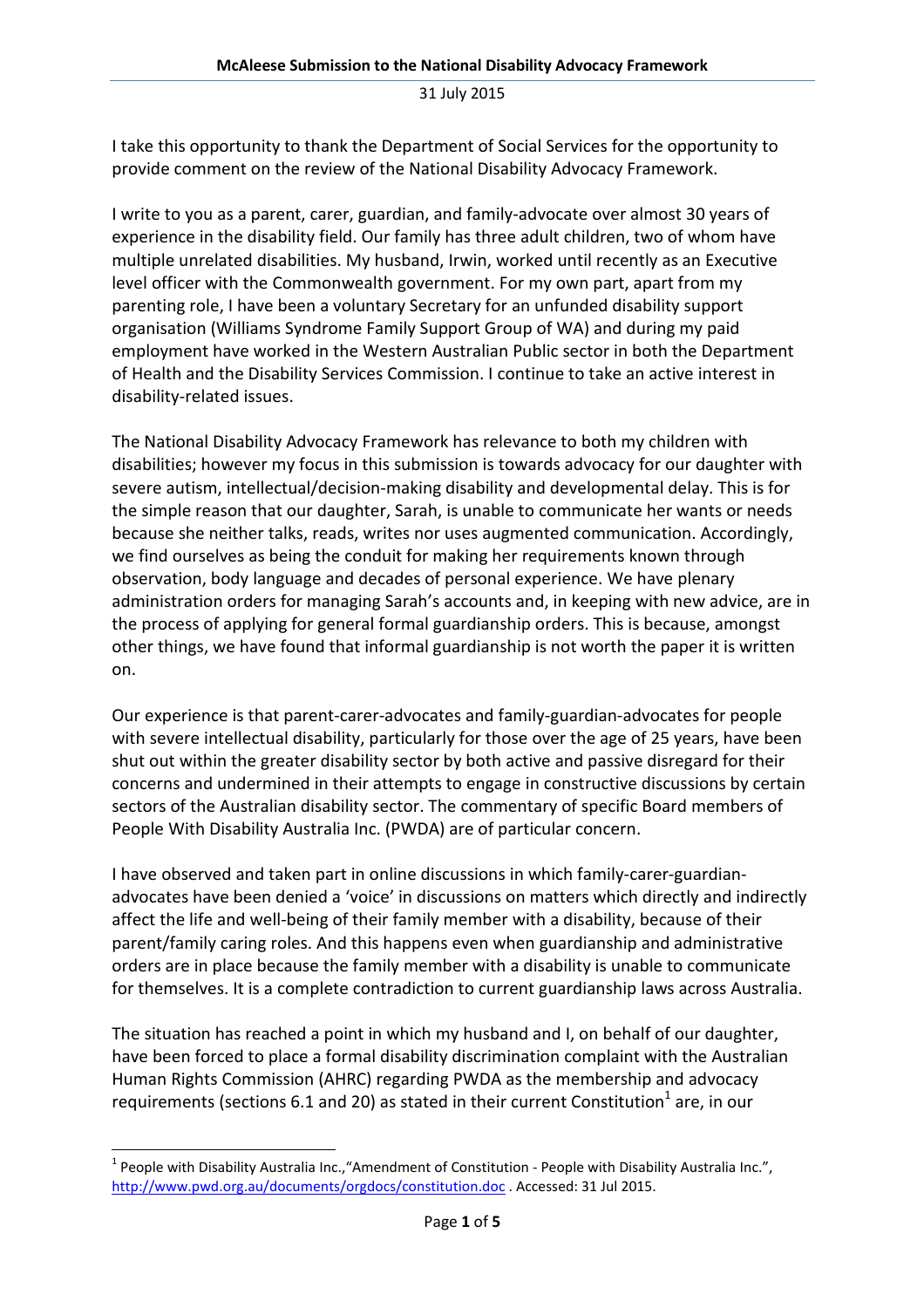# McAleese Submission to the National Disability Advocacy Framework

31 July 2015

I take this opportunity to thank the Department of Social Services for the opportunity to provide comment on the review of the National Disability Advocacy Framework.

I write to you as a parent, carer, guardian, and family-advocate over almost 30 years of experience in the disability field. Our family has three adult children, two of whom have multiple unrelated disabilities. My husband, Irwin, worked until recently as an Executive level officer with the Commonwealth government. For my own part, apart from my parenting role, I have been a voluntary Secretary for an unfunded disability support organisation (Williams Syndrome Family Support Group of WA) and during my paid employment have worked in the Western Australian Public sector in both the Department of Health and the Disability Services Commission. I continue to take an active interest in disability-related issues.

The National Disability Advocacy Framework has relevance to both my children with disabilities; however my focus in this submission is towards advocacy for our daughter with severe autism, intellectual/decision-making disability and developmental delay. This is for the simple reason that our daughter, Sarah, is unable to communicate her wants or needs because she neither talks, reads, writes nor uses augmented communication. Accordingly, we find ourselves as being the conduit for making her requirements known through observation, body language and decades of personal experience. We have plenary administration orders for managing Sarah's accounts and, in keeping with new advice, are in the process of applying for general formal guardianship orders. This is because, amongst other things, we have found that informal guardianship is not worth the paper it is written on.

Our experience is that parent-carer-advocates and family-guardian-advocates for people with severe intellectual disability, particularly for those over the age of 25 years, have been shut out within the greater disability sector by both active and passive disregard for their concerns and undermined in their attempts to engage in constructive discussions by certain sectors of the Australian disability sector. The commentary of specific Board members of People With Disability Australia Inc. (PWDA) are of particular concern.

I have observed and taken part in online discussions in which family-carer-guardian-advocates have been denied a 'voice' in discussions on matters which directly and indirectly affect the life and well-being of their family member with a disability, because of their parent/family caring roles. And this happens even when guardianship and administrative orders are in place because the family member with a disability is unable to communicate for themselves. It is a complete contradiction to current guardianship laws across Australia.

The situation has reached a point in which my husband and I, on behalf of our daughter, have been forced to place a formal disability discrimination complaint with the Australian Human Rights Commission (AHRC) regarding PWDA as the membership and advocacy requirements (sections 6.1 and 20) as stated in their current Constitution[1] are, in our

[1] People with Disability Australia Inc.,"Amendment of Constitution - People with Disability Australia Inc.", http://www.pwd.org.au/documents/orgdocs/constitution.doc . Accessed: 31 Jul 2015.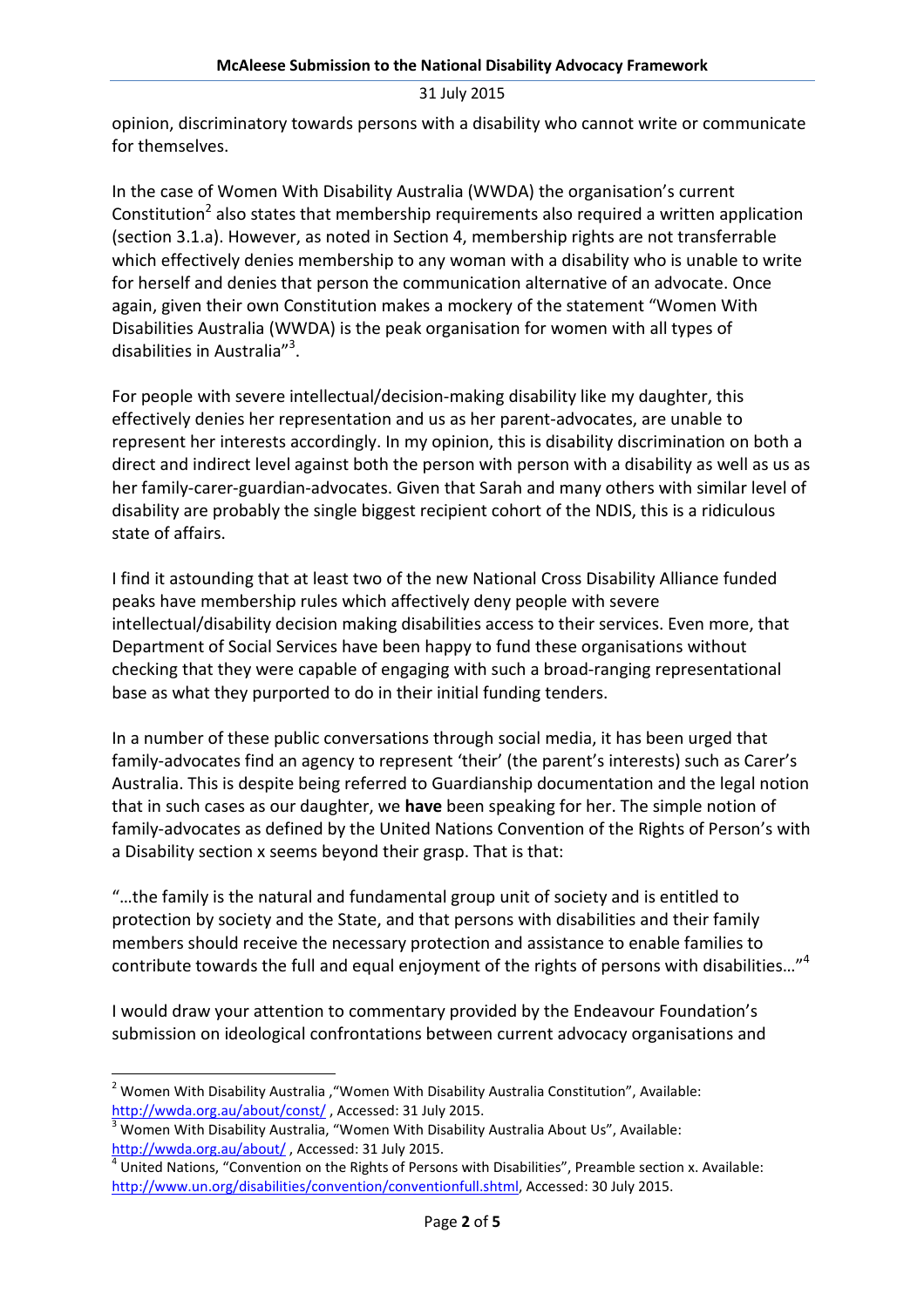opinion, discriminatory towards persons with a disability who cannot write or communicate for themselves.

In the case of Women With Disability Australia (WWDA) the organisation's current Constitution[2] also states that membership requirements also required a written application (section 3.1.a). However, as noted in Section 4, membership rights are not transferrable which effectively denies membership to any woman with a disability who is unable to write for herself and denies that person the communication alternative of an advocate. Once again, given their own Constitution makes a mockery of the statement "Women With Disabilities Australia (WWDA) is the peak organisation for women with all types of disabilities in Australia"[3].

For people with severe intellectual/decision-making disability like my daughter, this effectively denies her representation and us as her parent-advocates, are unable to represent her interests accordingly. In my opinion, this is disability discrimination on both a direct and indirect level against both the person with person with a disability as well as us as her family-carer-guardian-advocates. Given that Sarah and many others with similar level of disability are probably the single biggest recipient cohort of the NDIS, this is a ridiculous state of affairs.

I find it astounding that at least two of the new National Cross Disability Alliance funded peaks have membership rules which affectively deny people with severe intellectual/disability decision making disabilities access to their services. Even more, that Department of Social Services have been happy to fund these organisations without checking that they were capable of engaging with such a broad-ranging representational base as what they purported to do in their initial funding tenders.

In a number of these public conversations through social media, it has been urged that family-advocates find an agency to represent 'their' (the parent's interests) such as Carer's Australia. This is despite being referred to Guardianship documentation and the legal notion that in such cases as our daughter, we **have** been speaking for her. The simple notion of family-advocates as defined by the United Nations Convention of the Rights of Person's with a Disability section x seems beyond their grasp. That is that:

"…the family is the natural and fundamental group unit of society and is entitled to protection by society and the State, and that persons with disabilities and their family members should receive the necessary protection and assistance to enable families to contribute towards the full and equal enjoyment of the rights of persons with disabilities…"[4]

I would draw your attention to commentary provided by the Endeavour Foundation's submission on ideological confrontations between current advocacy organisations and

---

[2] Women With Disability Australia ,"Women With Disability Australia Constitution", Available: http://wwda.org.au/about/const/ , Accessed: 31 July 2015.

[3] Women With Disability Australia, "Women With Disability Australia About Us", Available: http://wwda.org.au/about/ , Accessed: 31 July 2015.

[4] United Nations, "Convention on the Rights of Persons with Disabilities", Preamble section x. Available: http://www.un.org/disabilities/convention/conventionfull.shtml, Accessed: 30 July 2015.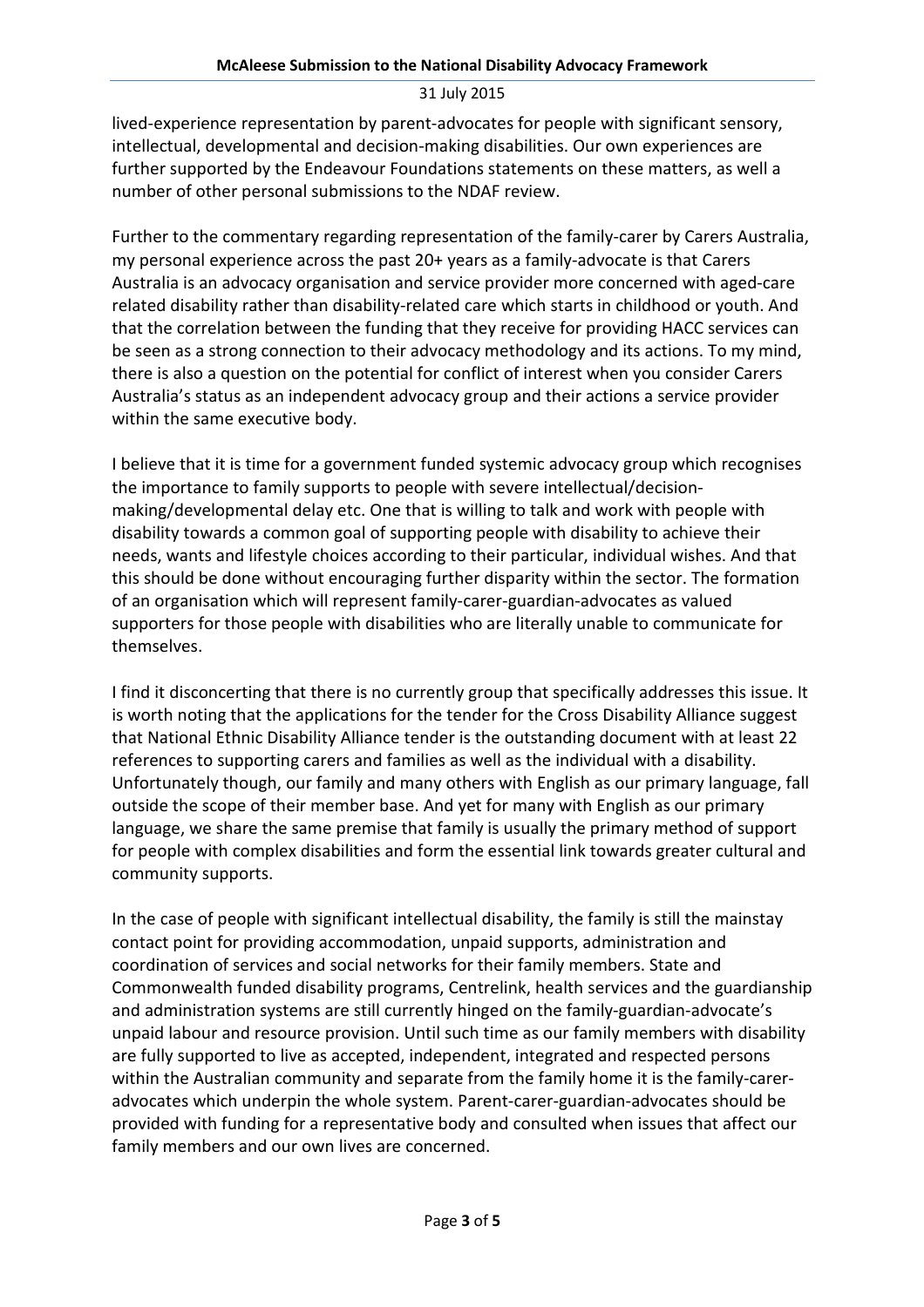lived-experience representation by parent-advocates for people with significant sensory, intellectual, developmental and decision-making disabilities. Our own experiences are further supported by the Endeavour Foundations statements on these matters, as well a number of other personal submissions to the NDAF review.

Further to the commentary regarding representation of the family-carer by Carers Australia, my personal experience across the past 20+ years as a family-advocate is that Carers Australia is an advocacy organisation and service provider more concerned with aged-care related disability rather than disability-related care which starts in childhood or youth. And that the correlation between the funding that they receive for providing HACC services can be seen as a strong connection to their advocacy methodology and its actions. To my mind, there is also a question on the potential for conflict of interest when you consider Carers Australia's status as an independent advocacy group and their actions a service provider within the same executive body.

I believe that it is time for a government funded systemic advocacy group which recognises the importance to family supports to people with severe intellectual/decision-making/developmental delay etc. One that is willing to talk and work with people with disability towards a common goal of supporting people with disability to achieve their needs, wants and lifestyle choices according to their particular, individual wishes. And that this should be done without encouraging further disparity within the sector. The formation of an organisation which will represent family-carer-guardian-advocates as valued supporters for those people with disabilities who are literally unable to communicate for themselves.

I find it disconcerting that there is no currently group that specifically addresses this issue. It is worth noting that the applications for the tender for the Cross Disability Alliance suggest that National Ethnic Disability Alliance tender is the outstanding document with at least 22 references to supporting carers and families as well as the individual with a disability. Unfortunately though, our family and many others with English as our primary language, fall outside the scope of their member base. And yet for many with English as our primary language, we share the same premise that family is usually the primary method of support for people with complex disabilities and form the essential link towards greater cultural and community supports.

In the case of people with significant intellectual disability, the family is still the mainstay contact point for providing accommodation, unpaid supports, administration and coordination of services and social networks for their family members. State and Commonwealth funded disability programs, Centrelink, health services and the guardianship and administration systems are still currently hinged on the family-guardian-advocate's unpaid labour and resource provision. Until such time as our family members with disability are fully supported to live as accepted, independent, integrated and respected persons within the Australian community and separate from the family home it is the family-carer-advocates which underpin the whole system. Parent-carer-guardian-advocates should be provided with funding for a representative body and consulted when issues that affect our family members and our own lives are concerned.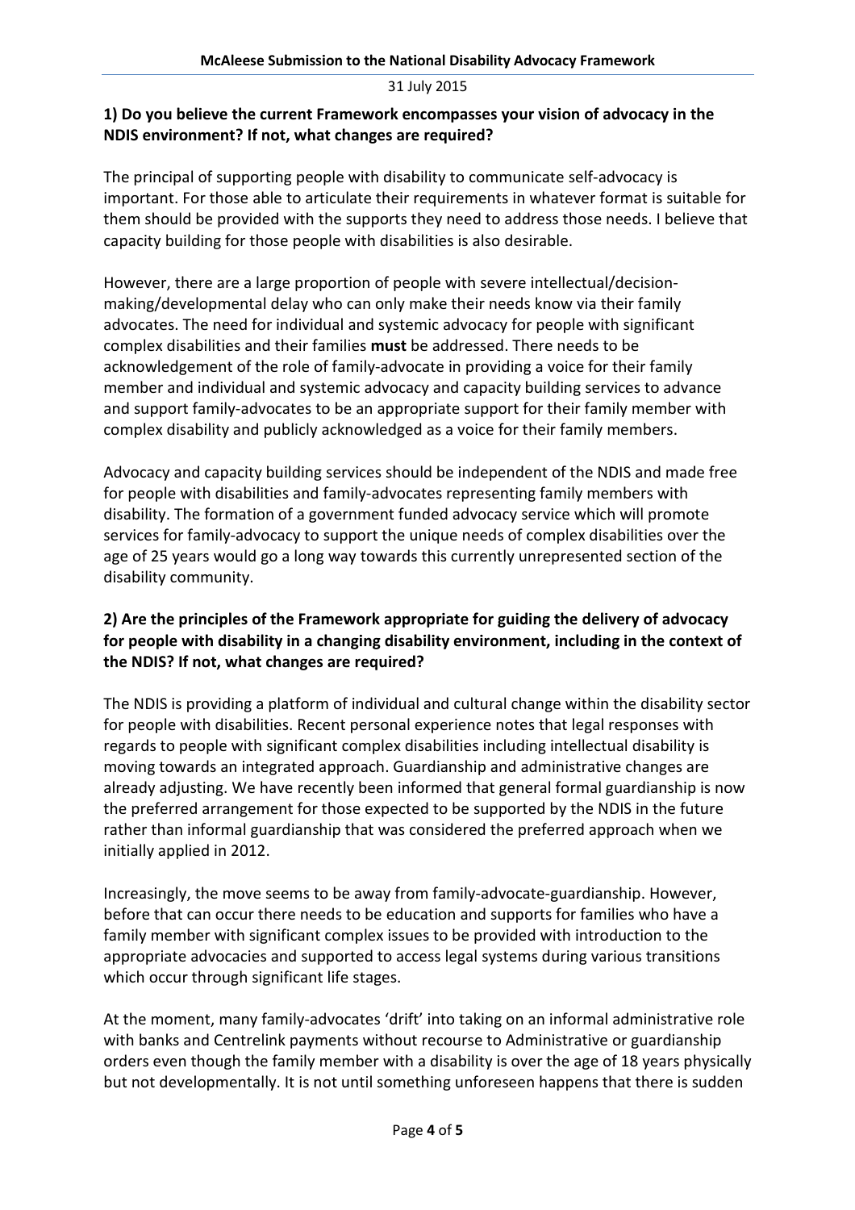**1) Do you believe the current Framework encompasses your vision of advocacy in the NDIS environment? If not, what changes are required?**

The principal of supporting people with disability to communicate self-advocacy is important. For those able to articulate their requirements in whatever format is suitable for them should be provided with the supports they need to address those needs. I believe that capacity building for those people with disabilities is also desirable.

However, there are a large proportion of people with severe intellectual/decision-making/developmental delay who can only make their needs know via their family advocates. The need for individual and systemic advocacy for people with significant complex disabilities and their families **must** be addressed. There needs to be acknowledgement of the role of family-advocate in providing a voice for their family member and individual and systemic advocacy and capacity building services to advance and support family-advocates to be an appropriate support for their family member with complex disability and publicly acknowledged as a voice for their family members.

Advocacy and capacity building services should be independent of the NDIS and made free for people with disabilities and family-advocates representing family members with disability. The formation of a government funded advocacy service which will promote services for family-advocacy to support the unique needs of complex disabilities over the age of 25 years would go a long way towards this currently unrepresented section of the disability community.

**2) Are the principles of the Framework appropriate for guiding the delivery of advocacy for people with disability in a changing disability environment, including in the context of the NDIS? If not, what changes are required?**

The NDIS is providing a platform of individual and cultural change within the disability sector for people with disabilities. Recent personal experience notes that legal responses with regards to people with significant complex disabilities including intellectual disability is moving towards an integrated approach. Guardianship and administrative changes are already adjusting. We have recently been informed that general formal guardianship is now the preferred arrangement for those expected to be supported by the NDIS in the future rather than informal guardianship that was considered the preferred approach when we initially applied in 2012.

Increasingly, the move seems to be away from family-advocate-guardianship. However, before that can occur there needs to be education and supports for families who have a family member with significant complex issues to be provided with introduction to the appropriate advocacies and supported to access legal systems during various transitions which occur through significant life stages.

At the moment, many family-advocates 'drift' into taking on an informal administrative role with banks and Centrelink payments without recourse to Administrative or guardianship orders even though the family member with a disability is over the age of 18 years physically but not developmentally. It is not until something unforeseen happens that there is sudden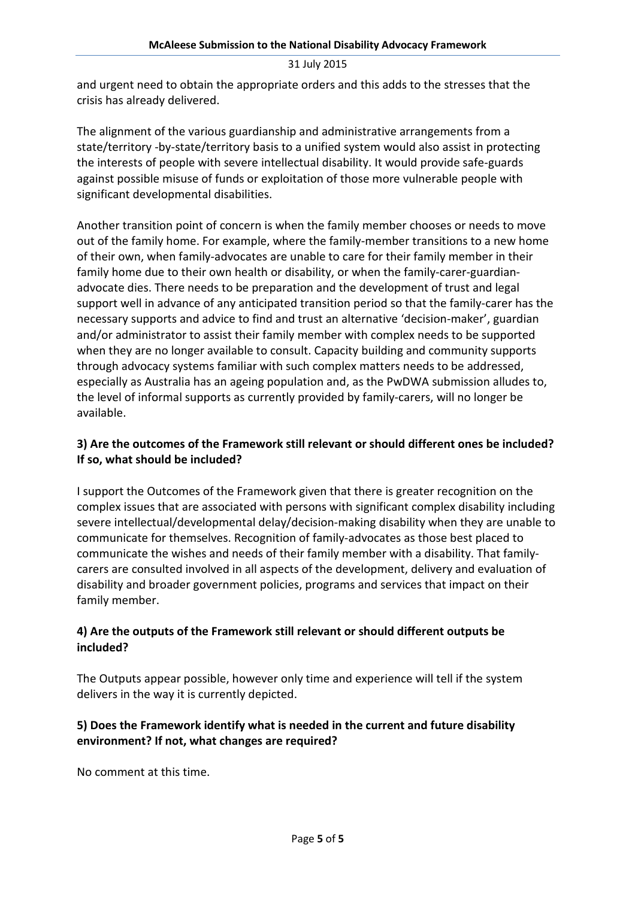and urgent need to obtain the appropriate orders and this adds to the stresses that the crisis has already delivered.

The alignment of the various guardianship and administrative arrangements from a state/territory -by-state/territory basis to a unified system would also assist in protecting the interests of people with severe intellectual disability. It would provide safe-guards against possible misuse of funds or exploitation of those more vulnerable people with significant developmental disabilities.

Another transition point of concern is when the family member chooses or needs to move out of the family home. For example, where the family-member transitions to a new home of their own, when family-advocates are unable to care for their family member in their family home due to their own health or disability, or when the family-carer-guardian-advocate dies. There needs to be preparation and the development of trust and legal support well in advance of any anticipated transition period so that the family-carer has the necessary supports and advice to find and trust an alternative 'decision-maker', guardian and/or administrator to assist their family member with complex needs to be supported when they are no longer available to consult. Capacity building and community supports through advocacy systems familiar with such complex matters needs to be addressed, especially as Australia has an ageing population and, as the PwDWA submission alludes to, the level of informal supports as currently provided by family-carers, will no longer be available.

### 3) Are the outcomes of the Framework still relevant or should different ones be included? If so, what should be included?

I support the Outcomes of the Framework given that there is greater recognition on the complex issues that are associated with persons with significant complex disability including severe intellectual/developmental delay/decision-making disability when they are unable to communicate for themselves. Recognition of family-advocates as those best placed to communicate the wishes and needs of their family member with a disability. That family-carers are consulted involved in all aspects of the development, delivery and evaluation of disability and broader government policies, programs and services that impact on their family member.

### 4) Are the outputs of the Framework still relevant or should different outputs be included?

The Outputs appear possible, however only time and experience will tell if the system delivers in the way it is currently depicted.

### 5) Does the Framework identify what is needed in the current and future disability environment? If not, what changes are required?

No comment at this time.